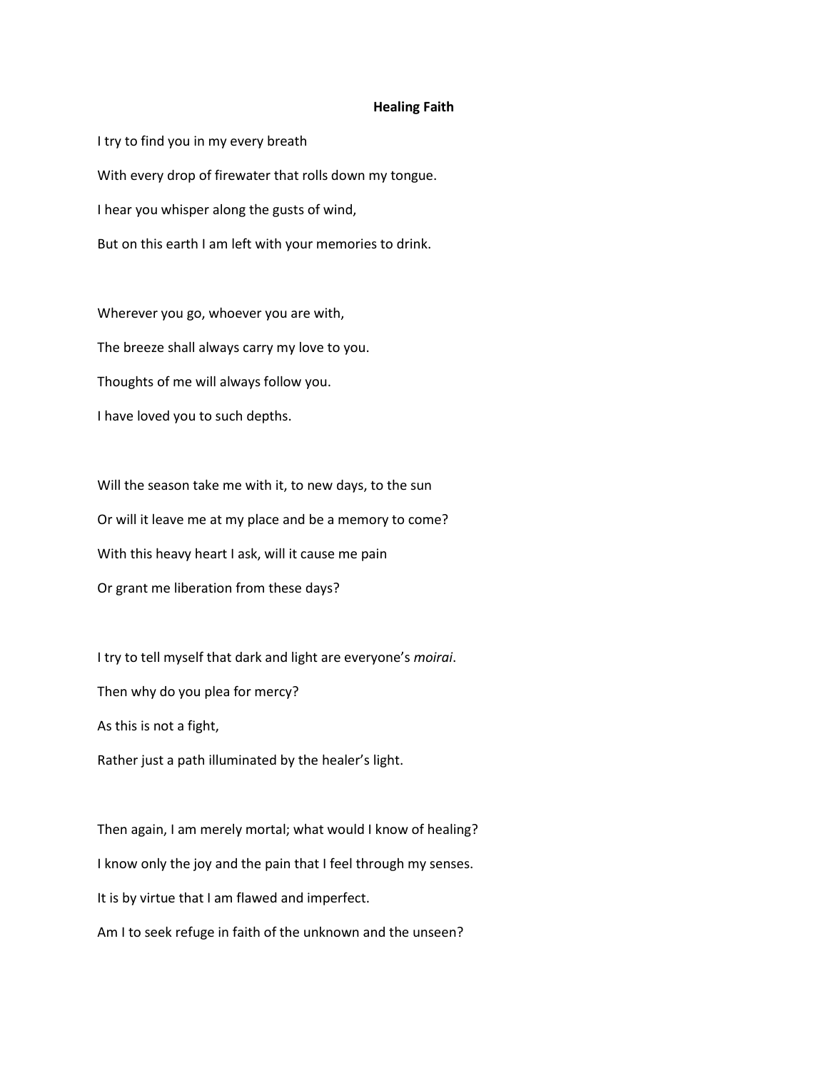# Healing Faith

I try to find you in my every breath

With every drop of firewater that rolls down my tongue.

I hear you whisper along the gusts of wind,

But on this earth I am left with your memories to drink.

Wherever you go, whoever you are with,

The breeze shall always carry my love to you.

Thoughts of me will always follow you.

I have loved you to such depths.

Will the season take me with it, to new days, to the sun

Or will it leave me at my place and be a memory to come?

With this heavy heart I ask, will it cause me pain

Or grant me liberation from these days?

I try to tell myself that dark and light are everyone's *moirai*.

Then why do you plea for mercy?

As this is not a fight,

Rather just a path illuminated by the healer's light.

Then again, I am merely mortal; what would I know of healing?

I know only the joy and the pain that I feel through my senses.

It is by virtue that I am flawed and imperfect.

Am I to seek refuge in faith of the unknown and the unseen?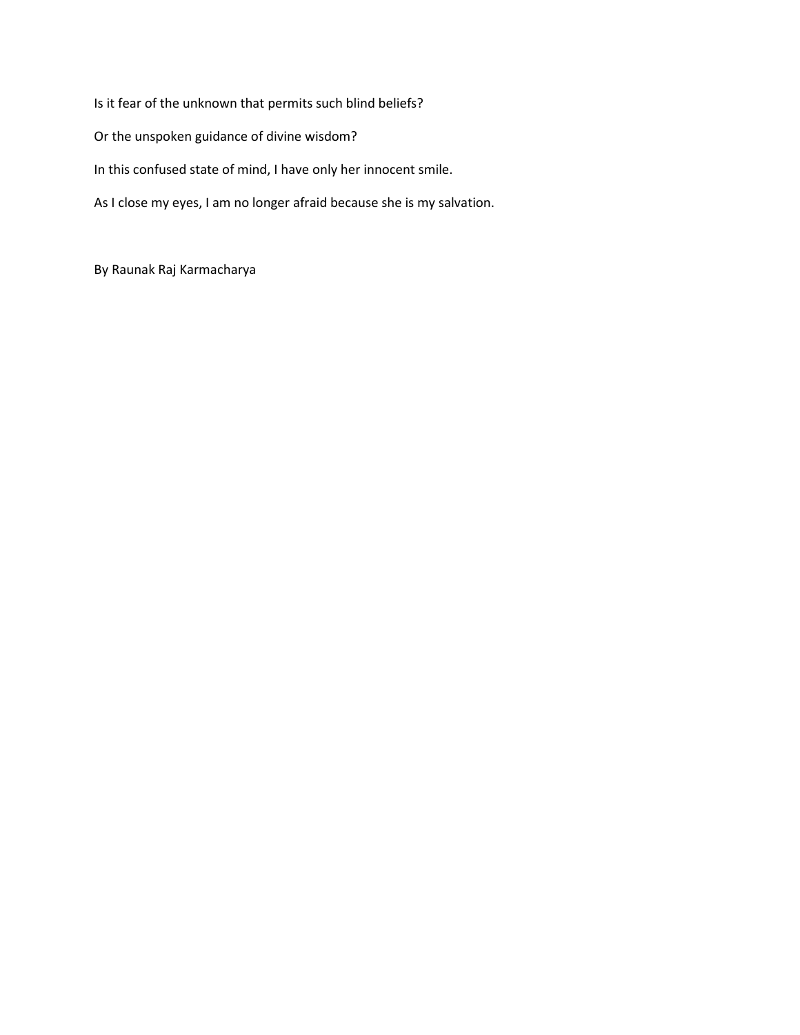Is it fear of the unknown that permits such blind beliefs?

Or the unspoken guidance of divine wisdom?

In this confused state of mind, I have only her innocent smile.

As I close my eyes, I am no longer afraid because she is my salvation.

By Raunak Raj Karmacharya